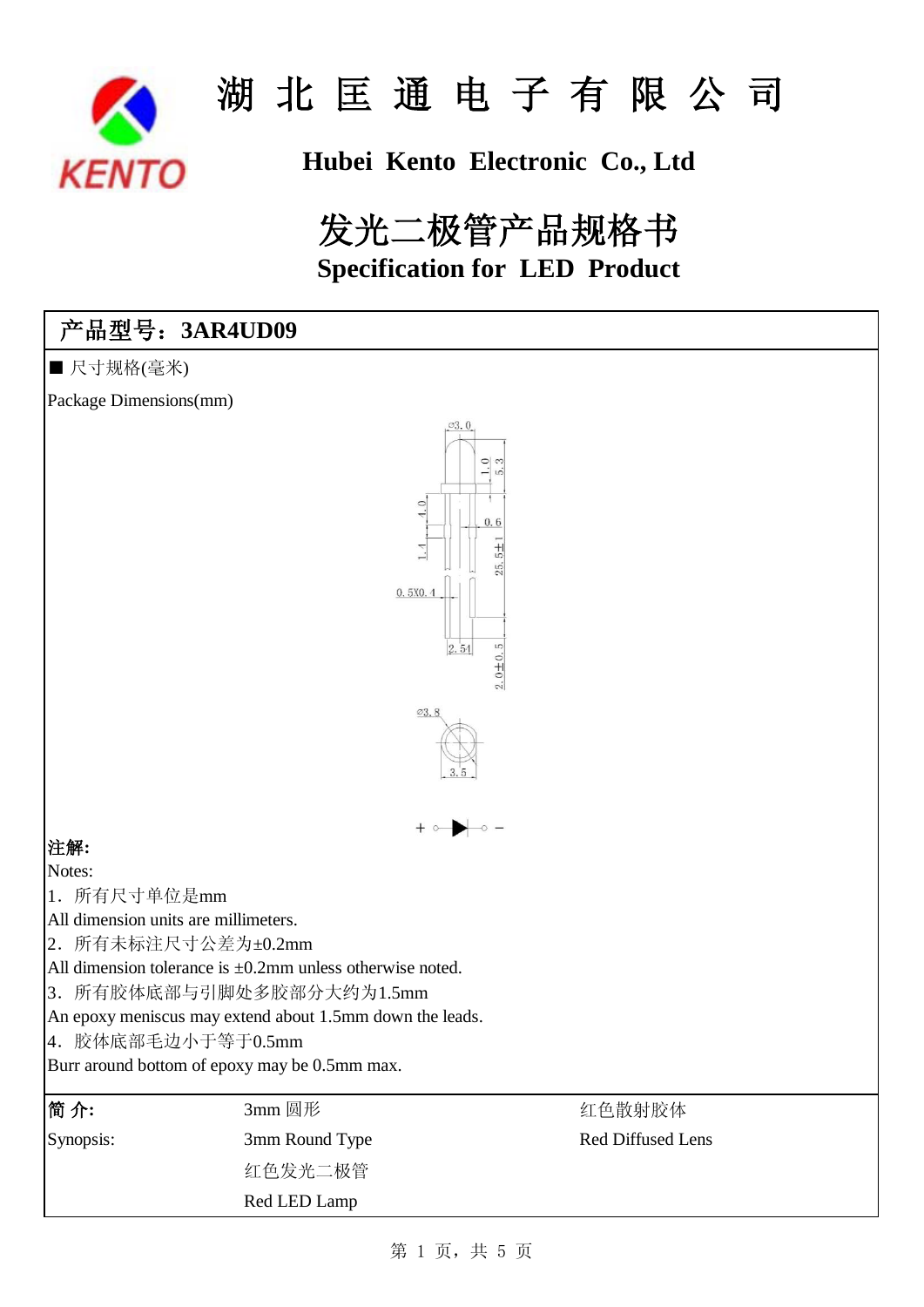# 湖 北 匡 通 电 子 有 限 公 司

## Hubei Kento Electronic Co., Ltd

# 发光二极管产品规格书

## Specification for LED Product

**产品型号：3AR4UD09**

■ 尺寸规格(毫米)

Package Dimensions(mm)

**注解:**

Notes:

1．所有尺寸单位是mm

All dimension units are millimeters.

2．所有未标注尺寸公差为±0.2mm

All dimension tolerance is ±0.2mm unless otherwise noted.

3．所有胶体底部与引脚处多胶部分大约为1.5mm

An epoxy meniscus may extend about 1.5mm down the leads.

4．胶体底部毛边小于等于0.5mm

Burr around bottom of epoxy may be 0.5mm max.

| 简 介: | 3mm 圆形 | 红色散射胶体 |
|---|---|---|
| Synopsis: | 3mm Round Type | Red Diffused Lens |
| | 红色发光二极管 | |
| | Red LED Lamp | |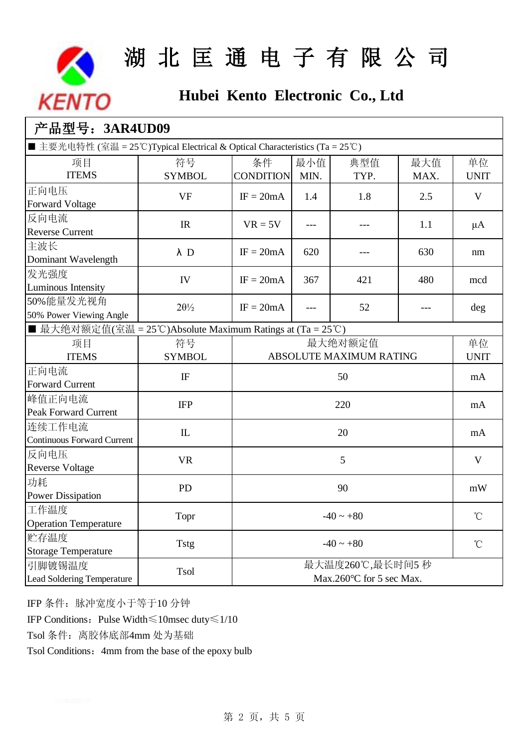# 湖 北 匡 通 电 子 有 限 公 司

## Hubei Kento Electronic Co., Ltd

## 产品型号：3AR4UD09

■ 主要光电特性 (室温 = 25℃)Typical Electrical & Optical Characteristics (Ta = 25℃)

| 项目<br>ITEMS | 符号<br>SYMBOL | 条件<br>CONDITION | 最小值<br>MIN. | 典型值<br>TYP. | 最大值<br>MAX. | 单位<br>UNIT |
|---|---|---|---|---|---|---|
| 正向电压<br>Forward Voltage | VF | IF = 20mA | 1.4 | 1.8 | 2.5 | V |
| 反向电流<br>Reverse Current | IR | VR = 5V | --- | --- | 1.1 | μA |
| 主波长<br>Dominant Wavelength | λ D | IF = 20mA | 620 | --- | 630 | nm |
| 发光强度<br>Luminous Intensity | IV | IF = 20mA | 367 | 421 | 480 | mcd |
| 50%能量发光视角<br>50% Power Viewing Angle | 2θ½ | IF = 20mA | --- | 52 | --- | deg |

■ 最大绝对额定值(室温 = 25℃)Absolute Maximum Ratings at (Ta = 25℃)

| 项目<br>ITEMS | 符号<br>SYMBOL | 最大绝对额定值<br>ABSOLUTE MAXIMUM RATING | 单位<br>UNIT |
|---|---|---|---|
| 正向电流<br>Forward Current | IF | 50 | mA |
| 峰值正向电流<br>Peak Forward Current | IFP | 220 | mA |
| 连续工作电流<br>Continuous Forward Current | IL | 20 | mA |
| 反向电压<br>Reverse Voltage | VR | 5 | V |
| 功耗<br>Power Dissipation | PD | 90 | mW |
| 工作温度<br>Operation Temperature | Topr | -40 ~ +80 | ℃ |
| 贮存温度<br>Storage Temperature | Tstg | -40 ~ +80 | ℃ |
| 引脚镀锡温度<br>Lead Soldering Temperature | Tsol | 最大温度260℃,最长时间5 秒<br>Max.260°C for 5 sec Max. | |

IFP 条件：脉冲宽度小于等于10 分钟

IFP Conditions：Pulse Width≤10msec duty≤1/10

Tsol 条件：离胶体底部4mm 处为基础

Tsol Conditions：4mm from the base of the epoxy bulb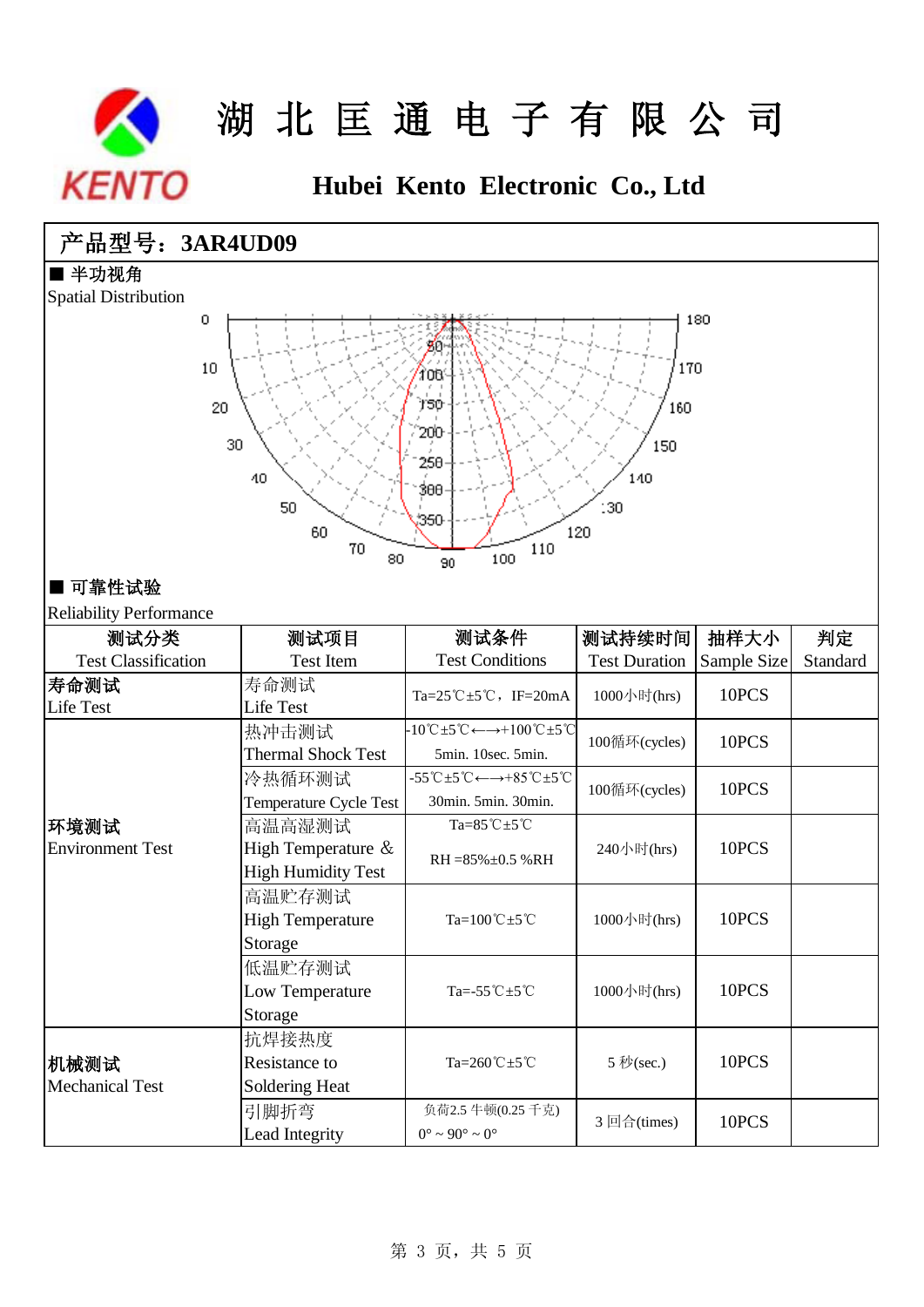# 湖北匡通电子有限公司

## Hubei Kento Electronic Co., Ltd

**产品型号：3AR4UD09**

■ 半功视角

Spatial Distribution

■ 可靠性试验

Reliability Performance

| 测试分类<br>Test Classification | 测试项目<br>Test Item | 测试条件<br>Test Conditions | 测试持续时间<br>Test Duration | 抽样大小<br>Sample Size | 判定<br>Standard |
|---|---|---|---|---|---|
| **寿命测试**<br>Life Test | 寿命测试<br>Life Test | Ta=25℃±5℃，IF=20mA | 1000小时(hrs) | 10PCS | |
| **环境测试**<br>Environment Test | 热冲击测试<br>Thermal Shock Test | -10℃±5℃←→+100℃±5℃<br>5min. 10sec. 5min. | 100循环(cycles) | 10PCS | |
| | 冷热循环测试<br>Temperature Cycle Test | -55℃±5℃←→+85℃±5℃<br>30min. 5min. 30min. | 100循环(cycles) | 10PCS | |
| | 高温高湿测试<br>High Temperature & High Humidity Test | Ta=85℃±5℃<br>RH =85%±0.5 %RH | 240小时(hrs) | 10PCS | |
| | 高温贮存测试<br>High Temperature Storage | Ta=100℃±5℃ | 1000小时(hrs) | 10PCS | |
| | 低温贮存测试<br>Low Temperature Storage | Ta=-55℃±5℃ | 1000小时(hrs) | 10PCS | |
| **机械测试**<br>Mechanical Test | 抗焊接热度<br>Resistance to Soldering Heat | Ta=260℃±5℃ | 5 秒(sec.) | 10PCS | |
| | 引脚折弯<br>Lead Integrity | 负荷2.5 牛顿(0.25 千克)<br>0° ~ 90° ~ 0° | 3 回合(times) | 10PCS | |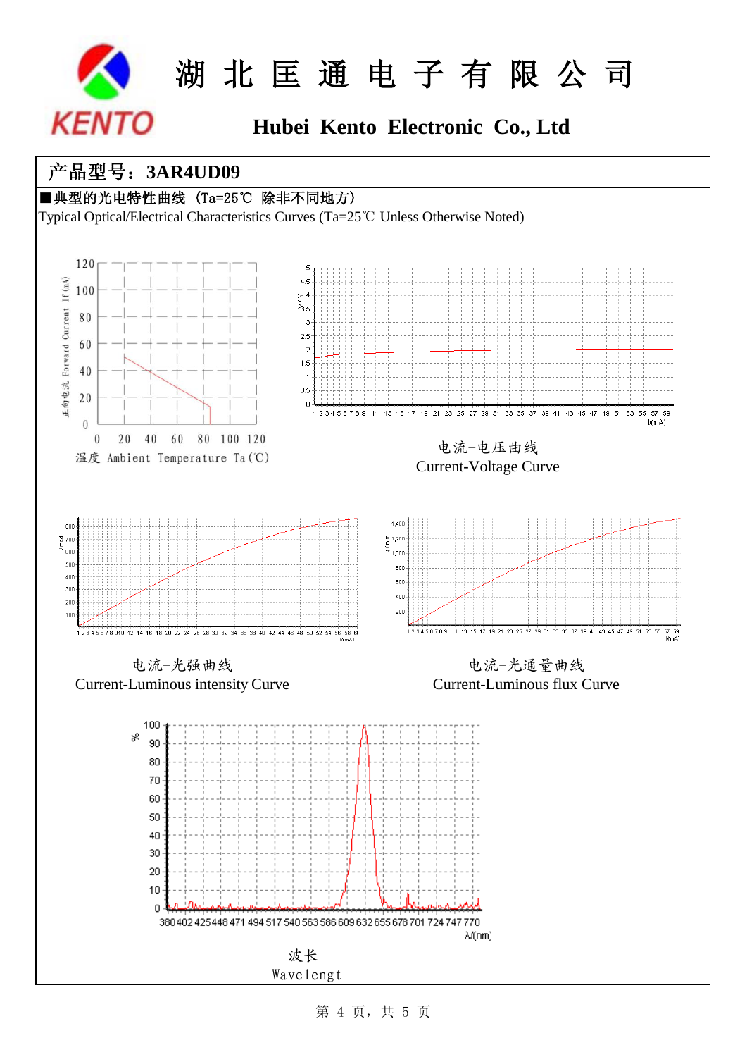# 湖 北 匡 通 电 子 有 限 公 司

## Hubei Kento Electronic Co., Ltd

**产品型号：3AR4UD09**

■典型的光电特性曲线（Ta=25℃ 除非不同地方）

Typical Optical/Electrical Characteristics Curves (Ta=25℃ Unless Otherwise Noted)

正向电流 Forward Current If (mA)

温度 Ambient Temperature Ta(℃)

电流-电压曲线

Current-Voltage Curve

电流-光强曲线

Current-Luminous intensity Curve

电流-光通量曲线

Current-Luminous flux Curve

波长

Wavelengt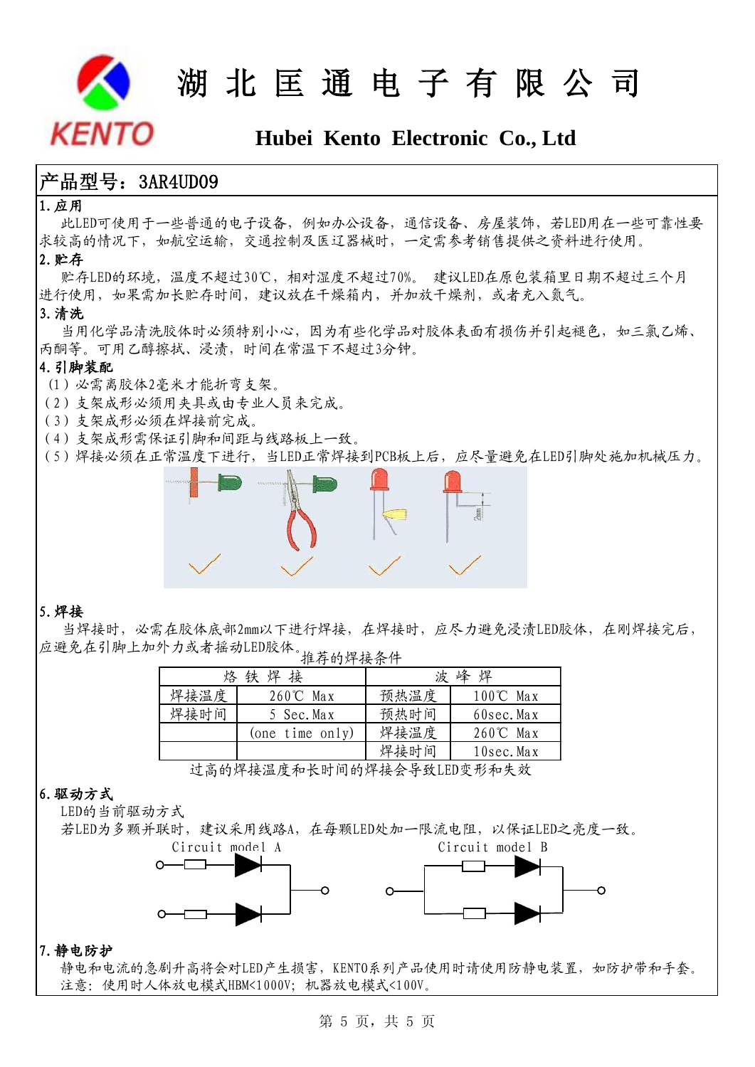# 湖 北 匡 通 电 子 有 限 公 司

## Hubei Kento Electronic Co., Ltd

**产品型号：3AR4UD09**

**1.应用**

此LED可使用于一些普通的电子设备，例如办公设备，通信设备、房屋装饰，若LED用在一些可靠性要求较高的情况下，如航空运输，交通控制及医辽器械时，一定需参考销售提供之资料进行使用。

**2.贮存**

贮存LED的环境，温度不超过30℃，相对湿度不超过70%。 建议LED在原包装箱里日期不超过三个月进行使用，如果需加长贮存时间，建议放在干燥箱内，并加放干燥剂，或者充入氮气。

**3.清洗**

当用化学品清洗胶体时必须特别小心，因为有些化学品对胶体表面有损伤并引起褪色，如三氯乙烯、丙酮等。可用乙醇擦拭、浸渍，时间在常温下不超过3分钟。

**4.引脚装配**

（1）必需离胶体2毫米才能折弯支架。
（2）支架成形必须用夹具或由专业人员来完成。
（3）支架成形必须在焊接前完成。
（4）支架成形需保证引脚和间距与线路板上一致。
（5）焊接必须在正常温度下进行，当LED正常焊接到PCB板上后，应尽量避免在LED引脚处施加机械压力。

**5.焊接**

当焊接时，必需在胶体底部2mm以下进行焊接，在焊接时，应尽力避免浸渍LED胶体，在刚焊接完后，应避免在引脚上加外力或者摇动LED胶体。

推荐的焊接条件

| 烙 铁 焊 接 | | 波 峰 焊 | |
|---|---|---|---|
| 焊接温度 | 260℃ Max | 预热温度 | 100℃ Max |
| 焊接时间 | 5 Sec.Max | 预热时间 | 60sec.Max |
| | (one time only) | 焊接温度 | 260℃ Max |
| | | 焊接时间 | 10sec.Max |

过高的焊接温度和长时间的焊接会导致LED变形和失效

**6.驱动方式**

LED的当前驱动方式

若LED为多颗并联时，建议采用线路A，在每颗LED处加一限流电阻，以保证LED之亮度一致。

Circuit model A

Circuit model B

**7.静电防护**

静电和电流的急剧升高将会对LED产生损害，KENTO系列产品使用时请使用防静电装置，如防护带和手套。

注意：使用时人体放电模式HBM<1000V; 机器放电模式<100V。